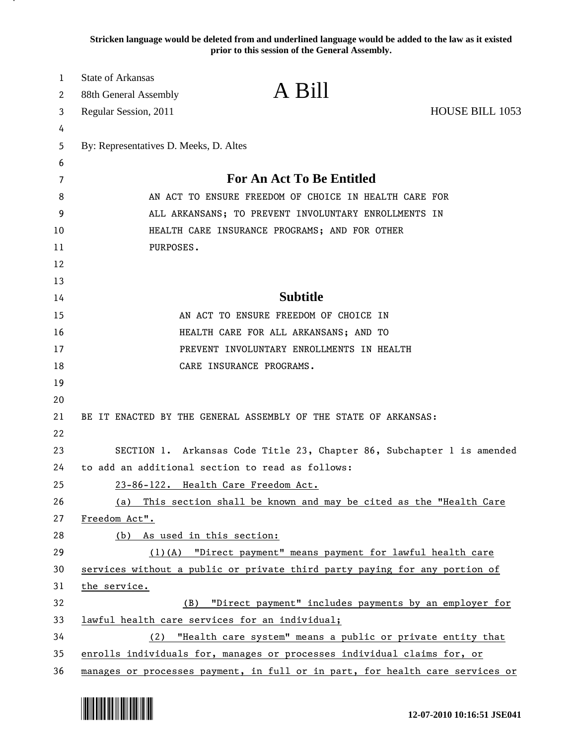**Stricken language would be deleted from and underlined language would be added to the law as it existed prior to this session of the General Assembly.**

State of Arkansas
88th General Assembly
Regular Session, 2011

# A Bill

HOUSE BILL 1053

By: Representatives D. Meeks, D. Altes

## For An Act To Be Entitled

AN ACT TO ENSURE FREEDOM OF CHOICE IN HEALTH CARE FOR ALL ARKANSANS; TO PREVENT INVOLUNTARY ENROLLMENTS IN HEALTH CARE INSURANCE PROGRAMS; AND FOR OTHER PURPOSES.

## Subtitle

AN ACT TO ENSURE FREEDOM OF CHOICE IN HEALTH CARE FOR ALL ARKANSANS; AND TO PREVENT INVOLUNTARY ENROLLMENTS IN HEALTH CARE INSURANCE PROGRAMS.

BE IT ENACTED BY THE GENERAL ASSEMBLY OF THE STATE OF ARKANSAS:

SECTION 1. Arkansas Code Title 23, Chapter 86, Subchapter 1 is amended to add an additional section to read as follows:

<u>23-86-122. Health Care Freedom Act.</u>

<u>(a) This section shall be known and may be cited as the "Health Care Freedom Act".</u>

<u>(b) As used in this section:</u>

<u>(1)(A) "Direct payment" means payment for lawful health care services without a public or private third party paying for any portion of the service.</u>

<u>(B) "Direct payment" includes payments by an employer for lawful health care services for an individual;</u>

<u>(2) "Health care system" means a public or private entity that enrolls individuals for, manages or processes individual claims for, or manages or processes payment, in full or in part, for health care services or</u>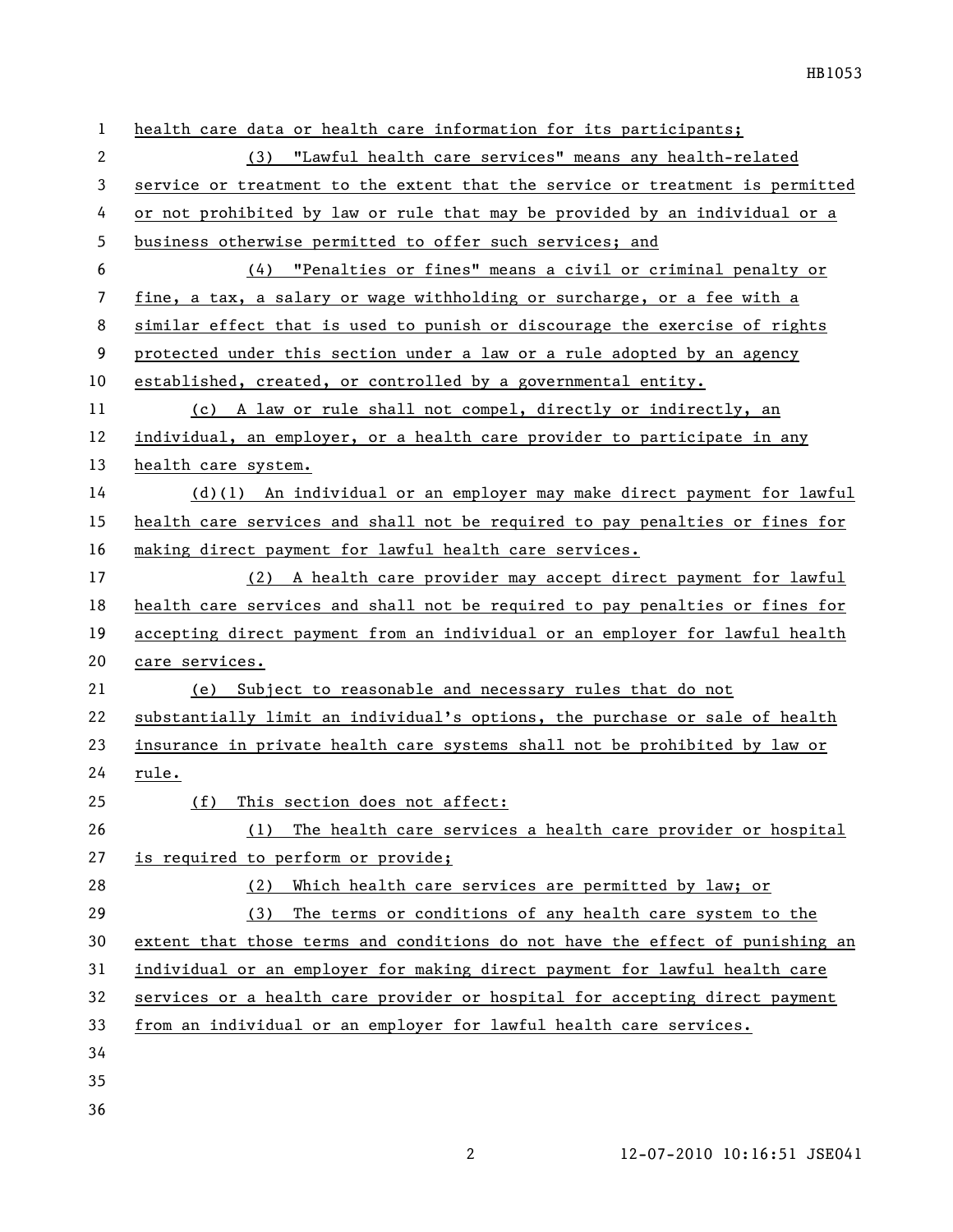health care data or health care information for its participants;

(3) "Lawful health care services" means any health-related service or treatment to the extent that the service or treatment is permitted or not prohibited by law or rule that may be provided by an individual or a business otherwise permitted to offer such services; and

(4) "Penalties or fines" means a civil or criminal penalty or fine, a tax, a salary or wage withholding or surcharge, or a fee with a similar effect that is used to punish or discourage the exercise of rights protected under this section under a law or a rule adopted by an agency established, created, or controlled by a governmental entity.

(c) A law or rule shall not compel, directly or indirectly, an individual, an employer, or a health care provider to participate in any health care system.

(d)(1) An individual or an employer may make direct payment for lawful health care services and shall not be required to pay penalties or fines for making direct payment for lawful health care services.

(2) A health care provider may accept direct payment for lawful health care services and shall not be required to pay penalties or fines for accepting direct payment from an individual or an employer for lawful health care services.

(e) Subject to reasonable and necessary rules that do not substantially limit an individual's options, the purchase or sale of health insurance in private health care systems shall not be prohibited by law or rule.

(f) This section does not affect:

(1) The health care services a health care provider or hospital is required to perform or provide;

(2) Which health care services are permitted by law; or

(3) The terms or conditions of any health care system to the extent that those terms and conditions do not have the effect of punishing an individual or an employer for making direct payment for lawful health care services or a health care provider or hospital for accepting direct payment from an individual or an employer for lawful health care services.